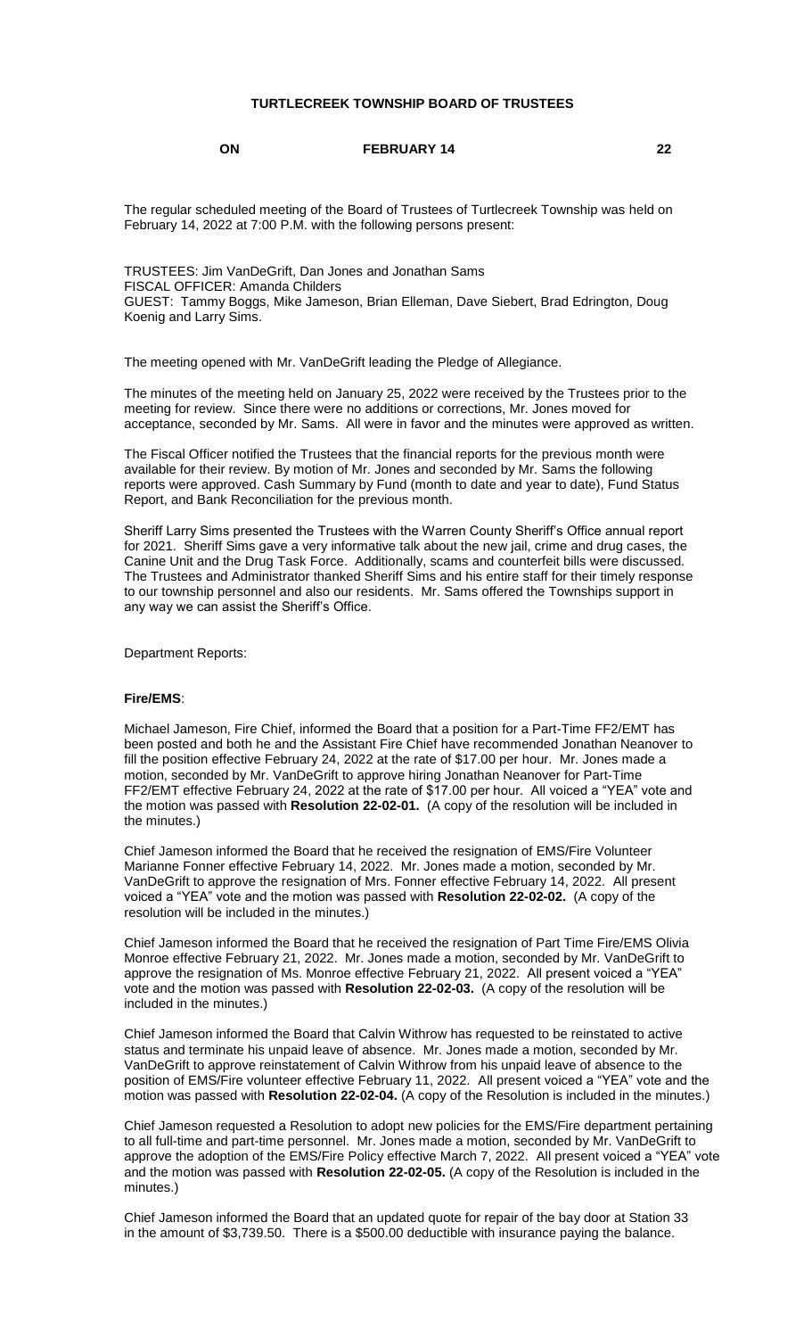# TURTLECREEK TOWNSHIP BOARD OF TRUSTEES

**ON FEBRUARY 14 22**

The regular scheduled meeting of the Board of Trustees of Turtlecreek Township was held on February 14, 2022 at 7:00 P.M. with the following persons present:

TRUSTEES: Jim VanDeGrift, Dan Jones and Jonathan Sams
FISCAL OFFICER: Amanda Childers
GUEST: Tammy Boggs, Mike Jameson, Brian Elleman, Dave Siebert, Brad Edrington, Doug Koenig and Larry Sims.

The meeting opened with Mr. VanDeGrift leading the Pledge of Allegiance.

The minutes of the meeting held on January 25, 2022 were received by the Trustees prior to the meeting for review. Since there were no additions or corrections, Mr. Jones moved for acceptance, seconded by Mr. Sams. All were in favor and the minutes were approved as written.

The Fiscal Officer notified the Trustees that the financial reports for the previous month were available for their review. By motion of Mr. Jones and seconded by Mr. Sams the following reports were approved. Cash Summary by Fund (month to date and year to date), Fund Status Report, and Bank Reconciliation for the previous month.

Sheriff Larry Sims presented the Trustees with the Warren County Sheriff's Office annual report for 2021. Sheriff Sims gave a very informative talk about the new jail, crime and drug cases, the Canine Unit and the Drug Task Force. Additionally, scams and counterfeit bills were discussed. The Trustees and Administrator thanked Sheriff Sims and his entire staff for their timely response to our township personnel and also our residents. Mr. Sams offered the Townships support in any way we can assist the Sheriff's Office.

Department Reports:

**Fire/EMS**:

Michael Jameson, Fire Chief, informed the Board that a position for a Part-Time FF2/EMT has been posted and both he and the Assistant Fire Chief have recommended Jonathan Neanover to fill the position effective February 24, 2022 at the rate of $17.00 per hour. Mr. Jones made a motion, seconded by Mr. VanDeGrift to approve hiring Jonathan Neanover for Part-Time FF2/EMT effective February 24, 2022 at the rate of $17.00 per hour. All voiced a "YEA" vote and the motion was passed with **Resolution 22-02-01.** (A copy of the resolution will be included in the minutes.)

Chief Jameson informed the Board that he received the resignation of EMS/Fire Volunteer Marianne Fonner effective February 14, 2022. Mr. Jones made a motion, seconded by Mr. VanDeGrift to approve the resignation of Mrs. Fonner effective February 14, 2022. All present voiced a "YEA" vote and the motion was passed with **Resolution 22-02-02.** (A copy of the resolution will be included in the minutes.)

Chief Jameson informed the Board that he received the resignation of Part Time Fire/EMS Olivia Monroe effective February 21, 2022. Mr. Jones made a motion, seconded by Mr. VanDeGrift to approve the resignation of Ms. Monroe effective February 21, 2022. All present voiced a "YEA" vote and the motion was passed with **Resolution 22-02-03.** (A copy of the resolution will be included in the minutes.)

Chief Jameson informed the Board that Calvin Withrow has requested to be reinstated to active status and terminate his unpaid leave of absence. Mr. Jones made a motion, seconded by Mr. VanDeGrift to approve reinstatement of Calvin Withrow from his unpaid leave of absence to the position of EMS/Fire volunteer effective February 11, 2022. All present voiced a "YEA" vote and the motion was passed with **Resolution 22-02-04.** (A copy of the Resolution is included in the minutes.)

Chief Jameson requested a Resolution to adopt new policies for the EMS/Fire department pertaining to all full-time and part-time personnel. Mr. Jones made a motion, seconded by Mr. VanDeGrift to approve the adoption of the EMS/Fire Policy effective March 7, 2022. All present voiced a "YEA" vote and the motion was passed with **Resolution 22-02-05.** (A copy of the Resolution is included in the minutes.)

Chief Jameson informed the Board that an updated quote for repair of the bay door at Station 33 in the amount of $3,739.50. There is a $500.00 deductible with insurance paying the balance.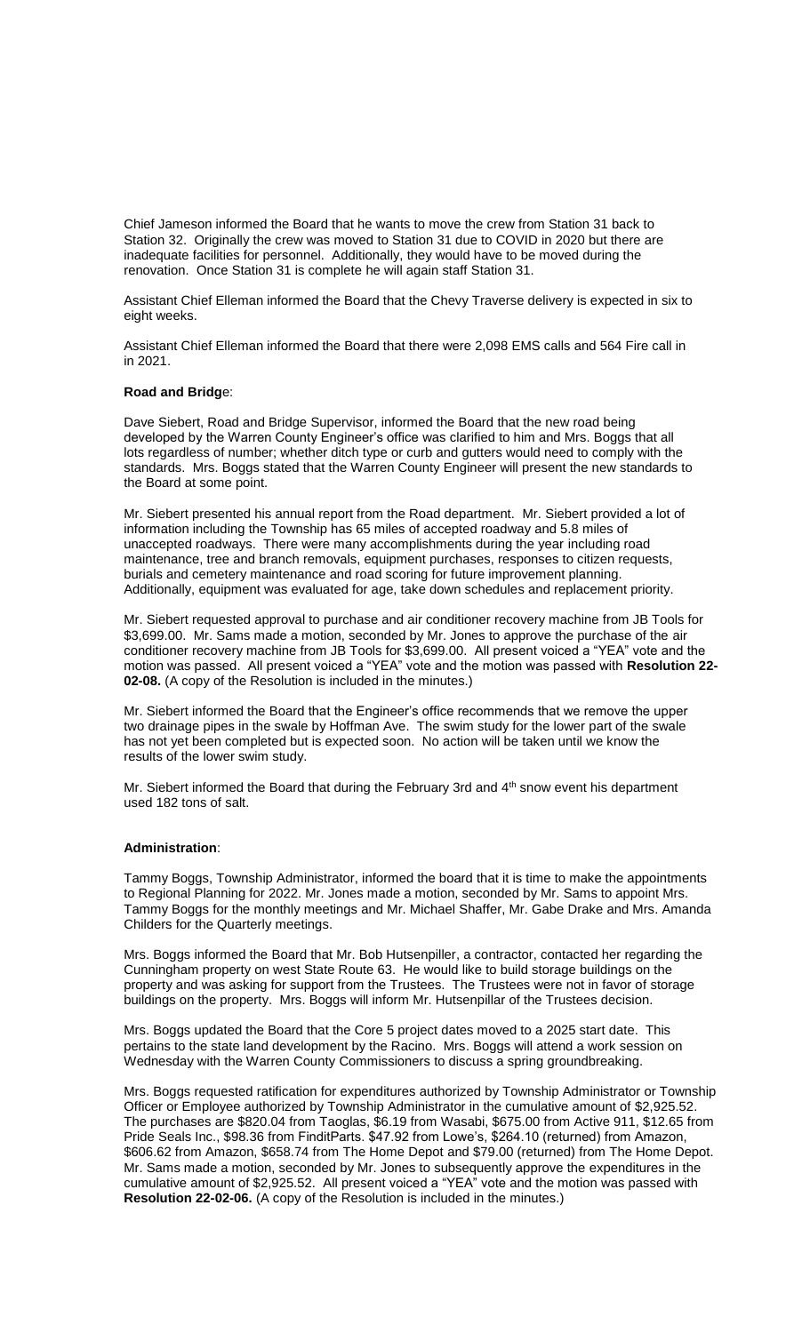Chief Jameson informed the Board that he wants to move the crew from Station 31 back to Station 32. Originally the crew was moved to Station 31 due to COVID in 2020 but there are inadequate facilities for personnel. Additionally, they would have to be moved during the renovation. Once Station 31 is complete he will again staff Station 31.

Assistant Chief Elleman informed the Board that the Chevy Traverse delivery is expected in six to eight weeks.

Assistant Chief Elleman informed the Board that there were 2,098 EMS calls and 564 Fire call in in 2021.

**Road and Bridge**:

Dave Siebert, Road and Bridge Supervisor, informed the Board that the new road being developed by the Warren County Engineer's office was clarified to him and Mrs. Boggs that all lots regardless of number; whether ditch type or curb and gutters would need to comply with the standards. Mrs. Boggs stated that the Warren County Engineer will present the new standards to the Board at some point.

Mr. Siebert presented his annual report from the Road department. Mr. Siebert provided a lot of information including the Township has 65 miles of accepted roadway and 5.8 miles of unaccepted roadways. There were many accomplishments during the year including road maintenance, tree and branch removals, equipment purchases, responses to citizen requests, burials and cemetery maintenance and road scoring for future improvement planning. Additionally, equipment was evaluated for age, take down schedules and replacement priority.

Mr. Siebert requested approval to purchase and air conditioner recovery machine from JB Tools for $3,699.00. Mr. Sams made a motion, seconded by Mr. Jones to approve the purchase of the air conditioner recovery machine from JB Tools for $3,699.00. All present voiced a "YEA" vote and the motion was passed. All present voiced a "YEA" vote and the motion was passed with **Resolution 22-02-08.** (A copy of the Resolution is included in the minutes.)

Mr. Siebert informed the Board that the Engineer's office recommends that we remove the upper two drainage pipes in the swale by Hoffman Ave. The swim study for the lower part of the swale has not yet been completed but is expected soon. No action will be taken until we know the results of the lower swim study.

Mr. Siebert informed the Board that during the February 3rd and 4th snow event his department used 182 tons of salt.

**Administration**:

Tammy Boggs, Township Administrator, informed the board that it is time to make the appointments to Regional Planning for 2022. Mr. Jones made a motion, seconded by Mr. Sams to appoint Mrs. Tammy Boggs for the monthly meetings and Mr. Michael Shaffer, Mr. Gabe Drake and Mrs. Amanda Childers for the Quarterly meetings.

Mrs. Boggs informed the Board that Mr. Bob Hutsenpiller, a contractor, contacted her regarding the Cunningham property on west State Route 63. He would like to build storage buildings on the property and was asking for support from the Trustees. The Trustees were not in favor of storage buildings on the property. Mrs. Boggs will inform Mr. Hutsenpillar of the Trustees decision.

Mrs. Boggs updated the Board that the Core 5 project dates moved to a 2025 start date. This pertains to the state land development by the Racino. Mrs. Boggs will attend a work session on Wednesday with the Warren County Commissioners to discuss a spring groundbreaking.

Mrs. Boggs requested ratification for expenditures authorized by Township Administrator or Township Officer or Employee authorized by Township Administrator in the cumulative amount of $2,925.52. The purchases are $820.04 from Taoglas, $6.19 from Wasabi, $675.00 from Active 911, $12.65 from Pride Seals Inc., $98.36 from FinditParts. $47.92 from Lowe's, $264.10 (returned) from Amazon, $606.62 from Amazon, $658.74 from The Home Depot and $79.00 (returned) from The Home Depot. Mr. Sams made a motion, seconded by Mr. Jones to subsequently approve the expenditures in the cumulative amount of $2,925.52. All present voiced a "YEA" vote and the motion was passed with **Resolution 22-02-06.** (A copy of the Resolution is included in the minutes.)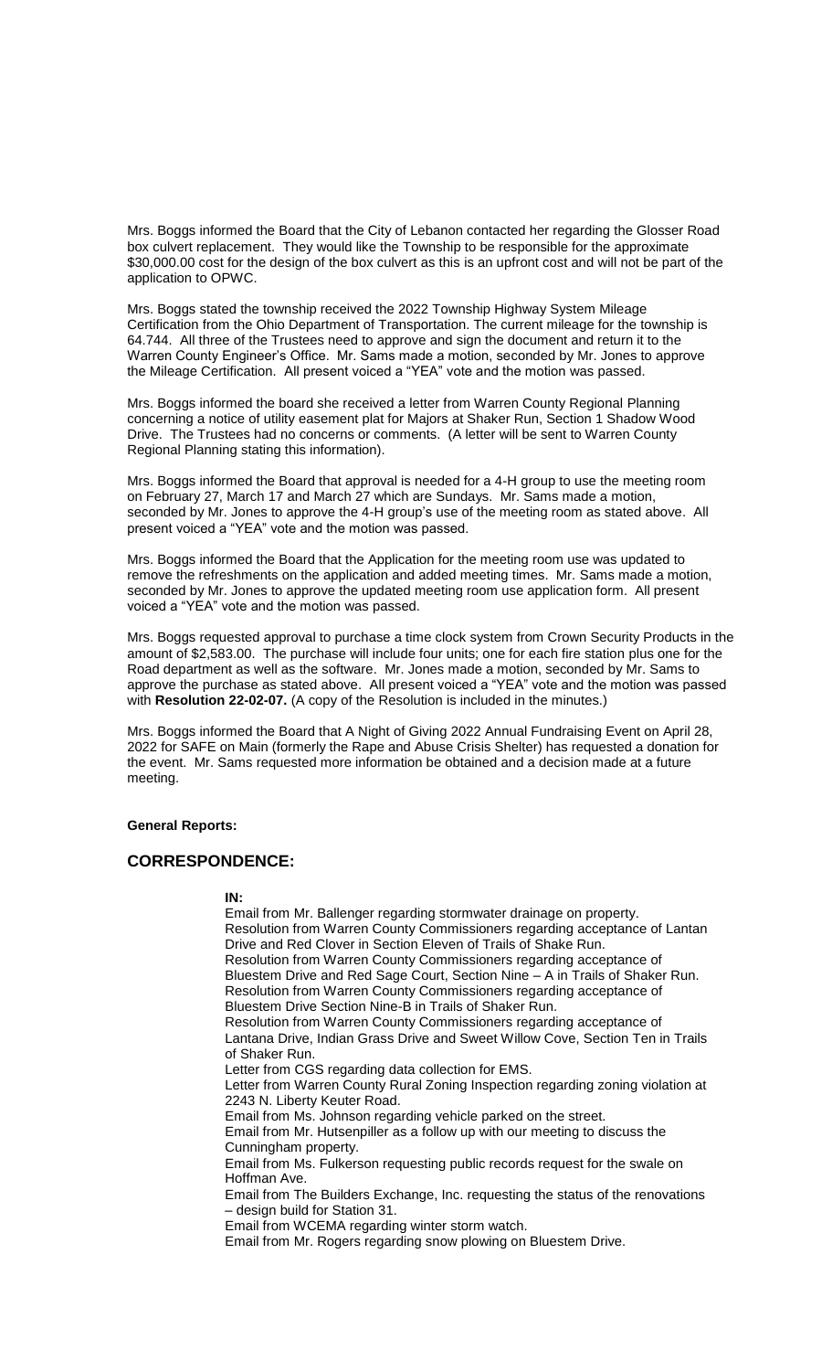Mrs. Boggs informed the Board that the City of Lebanon contacted her regarding the Glosser Road box culvert replacement. They would like the Township to be responsible for the approximate $30,000.00 cost for the design of the box culvert as this is an upfront cost and will not be part of the application to OPWC.

Mrs. Boggs stated the township received the 2022 Township Highway System Mileage Certification from the Ohio Department of Transportation. The current mileage for the township is 64.744. All three of the Trustees need to approve and sign the document and return it to the Warren County Engineer's Office. Mr. Sams made a motion, seconded by Mr. Jones to approve the Mileage Certification. All present voiced a "YEA" vote and the motion was passed.

Mrs. Boggs informed the board she received a letter from Warren County Regional Planning concerning a notice of utility easement plat for Majors at Shaker Run, Section 1 Shadow Wood Drive. The Trustees had no concerns or comments. (A letter will be sent to Warren County Regional Planning stating this information).

Mrs. Boggs informed the Board that approval is needed for a 4-H group to use the meeting room on February 27, March 17 and March 27 which are Sundays. Mr. Sams made a motion, seconded by Mr. Jones to approve the 4-H group's use of the meeting room as stated above. All present voiced a "YEA" vote and the motion was passed.

Mrs. Boggs informed the Board that the Application for the meeting room use was updated to remove the refreshments on the application and added meeting times. Mr. Sams made a motion, seconded by Mr. Jones to approve the updated meeting room use application form. All present voiced a "YEA" vote and the motion was passed.

Mrs. Boggs requested approval to purchase a time clock system from Crown Security Products in the amount of $2,583.00. The purchase will include four units; one for each fire station plus one for the Road department as well as the software. Mr. Jones made a motion, seconded by Mr. Sams to approve the purchase as stated above. All present voiced a "YEA" vote and the motion was passed with **Resolution 22-02-07.** (A copy of the Resolution is included in the minutes.)

Mrs. Boggs informed the Board that A Night of Giving 2022 Annual Fundraising Event on April 28, 2022 for SAFE on Main (formerly the Rape and Abuse Crisis Shelter) has requested a donation for the event. Mr. Sams requested more information be obtained and a decision made at a future meeting.

**General Reports:**

## CORRESPONDENCE:

**IN:**

Email from Mr. Ballenger regarding stormwater drainage on property.
Resolution from Warren County Commissioners regarding acceptance of Lantan Drive and Red Clover in Section Eleven of Trails of Shake Run.
Resolution from Warren County Commissioners regarding acceptance of Bluestem Drive and Red Sage Court, Section Nine – A in Trails of Shaker Run.
Resolution from Warren County Commissioners regarding acceptance of Bluestem Drive Section Nine-B in Trails of Shaker Run.
Resolution from Warren County Commissioners regarding acceptance of Lantana Drive, Indian Grass Drive and Sweet Willow Cove, Section Ten in Trails of Shaker Run.
Letter from CGS regarding data collection for EMS.
Letter from Warren County Rural Zoning Inspection regarding zoning violation at 2243 N. Liberty Keuter Road.
Email from Ms. Johnson regarding vehicle parked on the street.
Email from Mr. Hutsenpiller as a follow up with our meeting to discuss the Cunningham property.
Email from Ms. Fulkerson requesting public records request for the swale on Hoffman Ave.
Email from The Builders Exchange, Inc. requesting the status of the renovations – design build for Station 31.
Email from WCEMA regarding winter storm watch.
Email from Mr. Rogers regarding snow plowing on Bluestem Drive.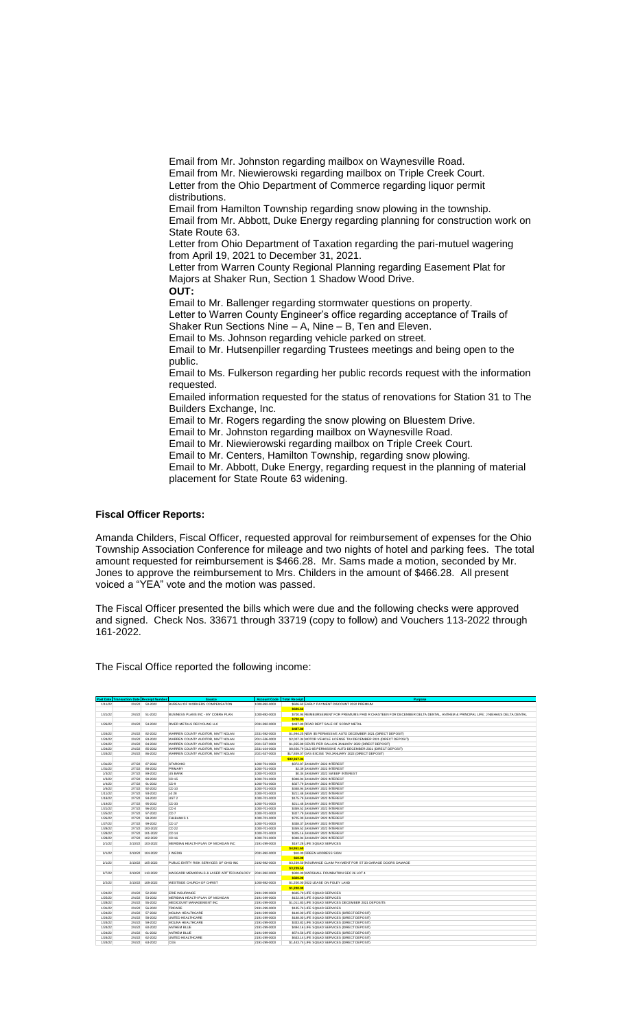Email from Mr. Johnston regarding mailbox on Waynesville Road.
Email from Mr. Niewierowski regarding mailbox on Triple Creek Court.
Letter from the Ohio Department of Commerce regarding liquor permit distributions.
Email from Hamilton Township regarding snow plowing in the township.
Email from Mr. Abbott, Duke Energy regarding planning for construction work on State Route 63.
Letter from Ohio Department of Taxation regarding the pari-mutuel wagering from April 19, 2021 to December 31, 2021.
Letter from Warren County Regional Planning regarding Easement Plat for Majors at Shaker Run, Section 1 Shadow Wood Drive.

**OUT:**

Email to Mr. Ballenger regarding stormwater questions on property.
Letter to Warren County Engineer's office regarding acceptance of Trails of Shaker Run Sections Nine – A, Nine – B, Ten and Eleven.
Email to Ms. Johnson regarding vehicle parked on street.
Email to Mr. Hutsenpiller regarding Trustees meetings and being open to the public.
Email to Ms. Fulkerson regarding her public records request with the information requested.
Emailed information requested for the status of renovations for Station 31 to The Builders Exchange, Inc.
Email to Mr. Rogers regarding the snow plowing on Bluestem Drive.
Email to Mr. Johnston regarding mailbox on Waynesville Road.
Email to Mr. Niewierowski regarding mailbox on Triple Creek Court.
Email to Mr. Centers, Hamilton Township, regarding snow plowing.
Email to Mr. Abbott, Duke Energy, regarding request in the planning of material placement for State Route 63 widening.

**Fiscal Officer Reports:**

Amanda Childers, Fiscal Officer, requested approval for reimbursement of expenses for the Ohio Township Association Conference for mileage and two nights of hotel and parking fees. The total amount requested for reimbursement is $466.28. Mr. Sams made a motion, seconded by Mr. Jones to approve the reimbursement to Mrs. Childers in the amount of $466.28. All present voiced a "YEA" vote and the motion was passed.

The Fiscal Officer presented the bills which were due and the following checks were approved and signed. Check Nos. 33671 through 33719 (copy to follow) and Vouchers 113-2022 through 161-2022.

The Fiscal Office reported the following income:

| Post Date | Transaction Date | Receipt Number | Source | Account Code | Total Receipt | Purpose |
|---|---|---|---|---|---|---|
| 1/11/22 | 2/4/22 | 50-2022 | BUREAU OF WORKERS COMPENSATION | 1000-892-0000 | $686.62 | EARLY PAYMENT DISCOUNT 2022 PREMIUM |
| | | | | | $686.62 | |
| 1/21/22 | 2/4/22 | 51-2022 | BUSINESS PLANS INC - MY COBRA PLAN | 1000-892-0000 | $780.94 | REIMBURSEMENT FOR PREMIUMS PAID R CHASTEEN FOR DECEMBER DELTA DENTAL, ANTHEM & PRINCIPAL LIFE; J MEHAUS DELTA DENTAL |
| | | | | | $780.94 | |
| 1/26/22 | 2/4/22 | 54-2022 | RIVER METALS RECYCLING LLC | 2031-892-0000 | $487.00 | ROAD DEPT SALE OF SCRAP METAL |
| | | | | | $487.00 | |
| 1/24/22 | 2/4/22 | 62-2022 | WARREN COUNTY AUDITOR, MATT NOLAN | 2231-592-0000 | $1,946.26 | NEW $5 PERMISSIVE AUTO DECEMBER 2021 (DIRECT DEPOSIT) |
| 1/24/22 | 2/4/22 | 63-2022 | WARREN COUNTY AUDITOR, MATT NOLAN | 2011-536-0000 | $2,067.34 | MOTOR VEHICLE LICENSE TAX DECEMBER 2021 (DIRECT DEPOSIT) |
| 1/24/22 | 2/4/22 | 64-2022 | WARREN COUNTY AUDITOR, MATT NOLAN | 2021-537-0000 | $1,655.08 | CENTS PER GALLON JANUARY 2022 (DIRECT DEPOSIT) |
| 1/24/22 | 2/4/22 | 65-2022 | WARREN COUNTY AUDITOR, MATT NOLAN | 2231-104-0000 | $9,650.78 | OLD $5 PERMISSIVE AUTO DECEMBER 2021 (DIRECT DEPOSIT) |
| 1/24/22 | 2/4/22 | 66-2022 | WARREN COUNTY AUDITOR, MATT NOLAN | 2021-537-0000 | $17,650.07 | GAS EXCISE TAX JANUARY 2022 (DIRECT DEPOSIT) |
| | | | | | $32,287.36 | |
| 1/31/22 | 2/7/22 | 67-2022 | STAROHIO | 1000-701-0000 | $372.87 | JANUARY 2022 INTEREST |
| 1/31/22 | 2/7/22 | 68-2022 | PRIMARY | 1000-701-0000 | $2.38 | JANUARY 2022 INTEREST |
| 1/3/22 | 2/7/22 | 69-2022 | US BANK | 1000-701-0000 | $0.34 | JANUARY 2022 SWEEP INTEREST |
| 1/3/22 | 2/7/22 | 90-2022 | CD 15 | 1000-701-0000 | $360.94 | JANUARY 2022 INTEREST |
| 1/4/22 | 2/7/22 | 91-2022 | CD 9 | 1000-701-0000 | $327.79 | JANUARY 2022 INTEREST |
| 1/4/22 | 2/7/22 | 92-2022 | CD 10 | 1000-701-0000 | $360.94 | JANUARY 2022 INTEREST |
| 1/11/22 | 2/7/22 | 93-2022 | US 28 | 1000-701-0000 | $211.48 | JANUARY 2022 INTEREST |
| 1/18/22 | 2/7/22 | 94-2022 | UST 2 | 1000-701-0000 | $175.79 | JANUARY 2022 INTEREST |
| 1/18/22 | 2/7/22 | 95-2022 | CD 33 | 1000-701-0000 | $211.48 | JANUARY 2022 INTEREST |
| 1/21/22 | 2/7/22 | 96-2022 | CD 4 | 1000-701-0000 | $369.52 | JANUARY 2022 INTEREST |
| 1/25/22 | 2/7/22 | 97-2022 | CD 7 | 1000-701-0000 | $327.79 | JANUARY 2022 INTEREST |
| 1/26/22 | 2/7/22 | 98-2022 | FHLBANKS 1 | 1000-701-0000 | $725.00 | JANUARY 2022 INTEREST |
| 1/27/22 | 2/7/22 | 99-2022 | CD 17 | 1000-701-0000 | $336.37 | JANUARY 2022 INTEREST |
| 1/28/22 | 2/7/22 | 100-2022 | CD 22 | 1000-701-0000 | $369.52 | JANUARY 2022 INTEREST |
| 1/28/22 | 2/7/22 | 101-2022 | CD 14 | 1000-701-0000 | $325.16 | JANUARY 2022 INTEREST |
| 1/28/22 | 2/7/22 | 102-2022 | CD 16 | 1000-701-0000 | $360.94 | JANUARY 2022 INTEREST |
| 2/1/22 | 2/3/22 | 103-2022 | MERIDIAN HEALTH PLAN OF MICHIGAN INC | 2191-299-0000 | $167.28 | LIFE SQUAD SERVICES |
| | | | | | $4,951.88 | |
| 2/1/22 | 2/3/22 | 104-2022 | J WILDS | 2031-892-0000 | $10.00 | GREEN ADDRESS SIGN |
| | | | | | $10.00 | |
| 2/1/22 | 2/3/22 | 105-2022 | PUBLIC ENTITY RISK SERVICES OF OHIO INC | 2192-892-0000 | $3,239.50 | INSURANCE CLAIM PAYMENT FOR ST 33 GARAGE DOORS DAMAGE |
| | | | | | $3,239.50 | |
| 2/7/22 | 2/3/22 | 110-2022 | MAGGARD MEMORIALS & LASER ART TECHNOLOGY | 2041-892-0000 | $320.00 | MARSHALL FOUNDATION SEC 26 LOT 4 |
| | | | | | $320.00 | |
| 2/3/22 | 2/3/22 | 109-2022 | WESTSIDE CHURCH OF CHRIST | 1000-892-0000 | $1,200.00 | 2022 LEASE ON FOLEY LAND |
| | | | | | $1,200.00 | |
| 1/24/22 | 2/4/22 | 52-2022 | ERIE INSURANCE | 2191-299-0000 | $635.70 | LIFE SQUAD SERVICES |
| 1/25/22 | 2/4/22 | 53-2022 | MERIDIAN HEALTH PLAN OF MICHIGAN | 2191-299-0000 | $152.08 | LIFE SQUAD SERVICES |
| 1/28/22 | 2/4/22 | 55-2022 | MEDICOUNT MANAGEMENT INC | 2191-299-0000 | $1,011.93 | LIFE SQUAD SERVICES DECEMBER 2021 DEPOSITS |
| 1/31/22 | 2/4/22 | 56-2022 | TRICARE | 2191-299-0000 | $135.74 | LIFE SQUAD SERVICES |
| 1/24/22 | 2/4/22 | 57-2022 | MOLINA HEALTHCARE | 2191-299-0000 | $140.00 | LIFE SQUAD SERVICES (DIRECT DEPOSIT) |
| 1/24/22 | 2/4/22 | 58-2022 | UNITED HEALTHCARE | 2191-299-0000 | $180.00 | LIFE SQUAD SERVICES (DIRECT DEPOSIT) |
| 1/24/22 | 2/4/22 | 59-2022 | MOLINA HEALTHCARE | 2191-299-0000 | $303.92 | LIFE SQUAD SERVICES (DIRECT DEPOSIT) |
| 1/24/22 | 2/4/22 | 60-2022 | ANTHEM BLUE | 2191-299-0000 | $386.16 | LIFE SQUAD SERVICES (DIRECT DEPOSIT) |
| 1/24/22 | 2/4/22 | 61-2022 | ANTHEM BLUE | 2191-299-0000 | $570.56 | LIFE SQUAD SERVICES (DIRECT DEPOSIT) |
| 1/24/22 | 2/4/22 | 62-2022 | UNITED HEALTHCARE | 2191-299-0000 | $633.14 | LIFE SQUAD SERVICES (DIRECT DEPOSIT) |
| 1/24/22 | 2/4/22 | 63-2022 | CGS | 2191-299-0000 | $1,443.74 | LIFE SQUAD SERVICES (DIRECT DEPOSIT) |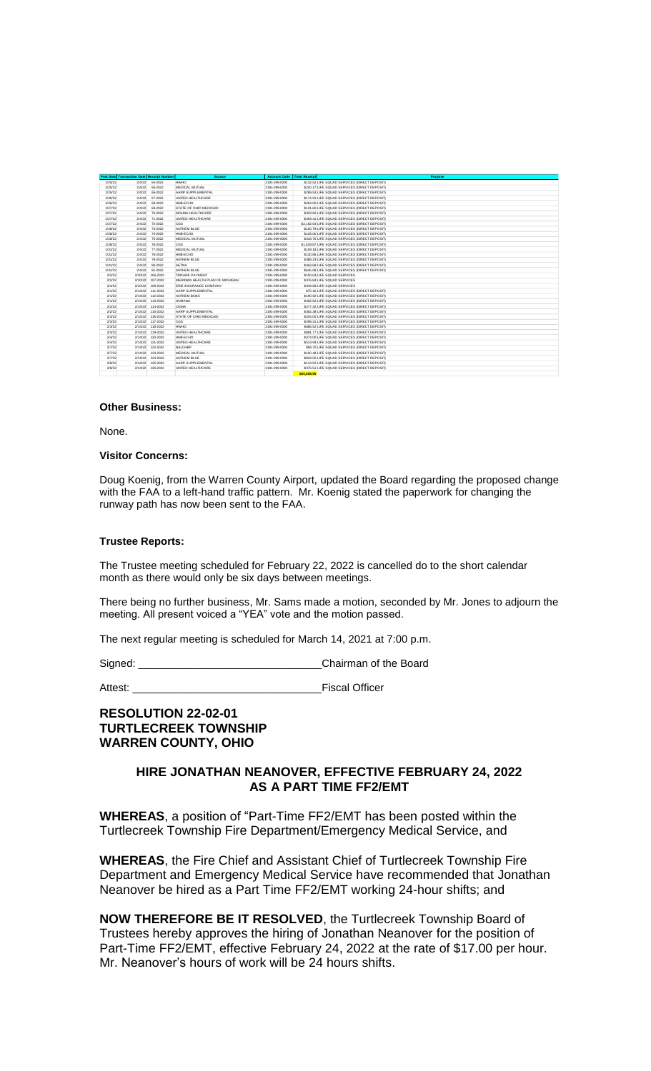| Post Date | Transaction Date | Receipt Number | Source | Account Code | Total Receipt | Purpose |
|---|---|---|---|---|---|---|
| 1/25/22 | 2/4/22 | 64-2022 | HWHO | 2191-299-0000 | $132.52 | LIFE SQUAD SERVICES (DIRECT DEPOSIT) |
| 1/25/22 | 2/4/22 | 65-2022 | MEDICAL MUTUAL | 2191-299-0000 | $240.17 | LIFE SQUAD SERVICES (DIRECT DEPOSIT) |
| 1/25/22 | 2/4/22 | 66-2022 | AARP SUPPLEMENTAL | 2191-299-0000 | $289.53 | LIFE SQUAD SERVICES (DIRECT DEPOSIT) |
| 1/26/22 | 2/4/22 | 67-2022 | UNITED HEALTHCARE | 2191-299-0000 | $174.91 | LIFE SQUAD SERVICES (DIRECT DEPOSIT) |
| 1/26/22 | 2/4/22 | 68-2022 | HNB/ECHO | 2191-299-0000 | $266.00 | LIFE SQUAD SERVICES (DIRECT DEPOSIT) |
| 1/27/22 | 2/4/22 | 69-2022 | STATE OF OHIO MEDICAID | 2191-299-0000 | $131.60 | LIFE SQUAD SERVICES (DIRECT DEPOSIT) |
| 1/27/22 | 2/4/22 | 70-2022 | MOLINA HEALTHCARE | 2191-299-0000 | $333.82 | LIFE SQUAD SERVICES (DIRECT DEPOSIT) |
| 1/27/22 | 2/4/22 | 71-2022 | UNITED HEALTHCARE | 2191-299-0000 | $493.41 | LIFE SQUAD SERVICES (DIRECT DEPOSIT) |
| 1/27/22 | 2/4/22 | 72-2022 | CGS | 2191-299-0000 | $2,162.04 | LIFE SQUAD SERVICES (DIRECT DEPOSIT) |
| 1/28/22 | 2/4/22 | 73-2022 | ANTHEM BLUE | 2191-299-0000 | $180.79 | LIFE SQUAD SERVICES (DIRECT DEPOSIT) |
| 1/28/22 | 2/4/22 | 74-2022 | HNB/ECHO | 2191-299-0000 | $120.00 | LIFE SQUAD SERVICES (DIRECT DEPOSIT) |
| 1/28/22 | 2/4/22 | 75-2022 | MEDICAL MUTUAL | 2191-299-0000 | $316.76 | LIFE SQUAD SERVICES (DIRECT DEPOSIT) |
| 1/28/22 | 2/4/22 | 76-2022 | CGS | 2191-299-0000 | $1,629.87 | LIFE SQUAD SERVICES (DIRECT DEPOSIT) |
| 1/31/22 | 2/4/22 | 77-2022 | MEDICAL MUTUAL | 2191-299-0000 | $109.18 | LIFE SQUAD SERVICES (DIRECT DEPOSIT) |
| 1/31/22 | 2/4/22 | 78-2022 | HNB/ECHO | 2191-299-0000 | $130.05 | LIFE SQUAD SERVICES (DIRECT DEPOSIT) |
| 1/31/22 | 2/4/22 | 79-2022 | ANTHEM BLUE | 2191-299-0000 | $389.23 | LIFE SQUAD SERVICES (DIRECT DEPOSIT) |
| 1/31/22 | 2/4/22 | 80-2022 | AETNA | 2191-299-0000 | $463.68 | LIFE SQUAD SERVICES (DIRECT DEPOSIT) |
| 1/31/22 | 2/4/22 | 81-2022 | ANTHEM BLUE | 2191-299-0000 | $645.08 | LIFE SQUAD SERVICES (DIRECT DEPOSIT) |
| 2/2/22 | 2/10/22 | 106-2022 | TRICARE PAYMENT | 2191-299-0000 | $100.63 | LIFE SQUAD SERVICES |
| 2/2/22 | 2/10/22 | 107-2022 | MERIDIAN HEALTH PLAN OF MICHIGAN | 2191-299-0000 | $376.84 | LIFE SQUAD SERVICES |
| 2/4/22 | 2/10/22 | 108-2022 | ERIE INSURANCE COMPANY | 2191-299-0000 | $389.68 | LIFE SQUAD SERVICES |
| 2/1/22 | 2/14/22 | 111-2022 | AARP SUPPLEMENTAL | 2191-299-0000 | $75.13 | LIFE SQUAD SERVICES (DIRECT DEPOSIT) |
| 2/1/22 | 2/14/22 | 112-2022 | ANTHEM BCBS | 2191-299-0000 | $180.92 | LIFE SQUAD SERVICES (DIRECT DEPOSIT) |
| 2/1/22 | 2/14/22 | 113-2022 | HUMANA | 2191-299-0000 | $462.62 | LIFE SQUAD SERVICES (DIRECT DEPOSIT) |
| 2/2/22 | 2/14/22 | 114-2022 | CIGNA | 2191-299-0000 | $277.32 | LIFE SQUAD SERVICES (DIRECT DEPOSIT) |
| 2/2/22 | 2/14/22 | 115-2022 | AARP SUPPLEMENTAL | 2191-299-0000 | $362.38 | LIFE SQUAD SERVICES (DIRECT DEPOSIT) |
| 2/3/22 | 2/14/22 | 116-2022 | STATE OF OHIO MEDICAID | 2191-299-0000 | $250.00 | LIFE SQUAD SERVICES (DIRECT DEPOSIT) |
| 2/3/22 | 2/14/22 | 117-2022 | CGS | 2191-299-0000 | $288.31 | LIFE SQUAD SERVICES (DIRECT DEPOSIT) |
| 2/3/22 | 2/14/22 | 118-2022 | HWHO | 2191-299-0000 | $486.52 | LIFE SQUAD SERVICES (DIRECT DEPOSIT) |
| 2/3/22 | 2/14/22 | 119-2022 | UNITED HEALTHCARE | 2191-299-0000 | $681.77 | LIFE SQUAD SERVICES (DIRECT DEPOSIT) |
| 2/4/22 | 2/14/22 | 120-2022 | HNB/ECHO | 2191-299-0000 | $374.00 | LIFE SQUAD SERVICES (DIRECT DEPOSIT) |
| 2/4/22 | 2/14/22 | 121-2022 | UNITED HEALTHCARE | 2191-299-0000 | $513.94 | LIFE SQUAD SERVICES (DIRECT DEPOSIT) |
| 2/7/22 | 2/14/22 | 122-2022 | NALCHBP | 2191-299-0000 | $86.70 | LIFE SQUAD SERVICES (DIRECT DEPOSIT) |
| 2/7/22 | 2/14/22 | 123-2022 | MEDICAL MUTUAL | 2191-299-0000 | $181.48 | LIFE SQUAD SERVICES (DIRECT DEPOSIT) |
| 2/7/22 | 2/14/22 | 124-2022 | ANTHEM BLUE | 2191-299-0000 | $601.50 | LIFE SQUAD SERVICES (DIRECT DEPOSIT) |
| 2/8/22 | 2/14/22 | 125-2022 | AARP SUPPLEMENTAL | 2191-299-0000 | $113.52 | LIFE SQUAD SERVICES (DIRECT DEPOSIT) |
| 2/8/22 | 2/14/22 | 126-2022 | UNITED HEALTHCARE | 2191-299-0000 | $376.51 | LIFE SQUAD SERVICES (DIRECT DEPOSIT) |
| | | | | | $20,568.96 | |

**Other Business:**

None.

**Visitor Concerns:**

Doug Koenig, from the Warren County Airport, updated the Board regarding the proposed change with the FAA to a left-hand traffic pattern. Mr. Koenig stated the paperwork for changing the runway path has now been sent to the FAA.

**Trustee Reports:**

The Trustee meeting scheduled for February 22, 2022 is cancelled do to the short calendar month as there would only be six days between meetings.

There being no further business, Mr. Sams made a motion, seconded by Mr. Jones to adjourn the meeting. All present voiced a "YEA" vote and the motion passed.

The next regular meeting is scheduled for March 14, 2021 at 7:00 p.m.

Signed: ________________________________Chairman of the Board

Attest: ________________________________Fiscal Officer

## RESOLUTION 22-02-01
## TURTLECREEK TOWNSHIP
## WARREN COUNTY, OHIO

### HIRE JONATHAN NEANOVER, EFFECTIVE FEBRUARY 24, 2022 AS A PART TIME FF2/EMT

**WHEREAS**, a position of "Part-Time FF2/EMT has been posted within the Turtlecreek Township Fire Department/Emergency Medical Service, and

**WHEREAS**, the Fire Chief and Assistant Chief of Turtlecreek Township Fire Department and Emergency Medical Service have recommended that Jonathan Neanover be hired as a Part Time FF2/EMT working 24-hour shifts; and

**NOW THEREFORE BE IT RESOLVED**, the Turtlecreek Township Board of Trustees hereby approves the hiring of Jonathan Neanover for the position of Part-Time FF2/EMT, effective February 24, 2022 at the rate of $17.00 per hour. Mr. Neanover's hours of work will be 24 hours shifts.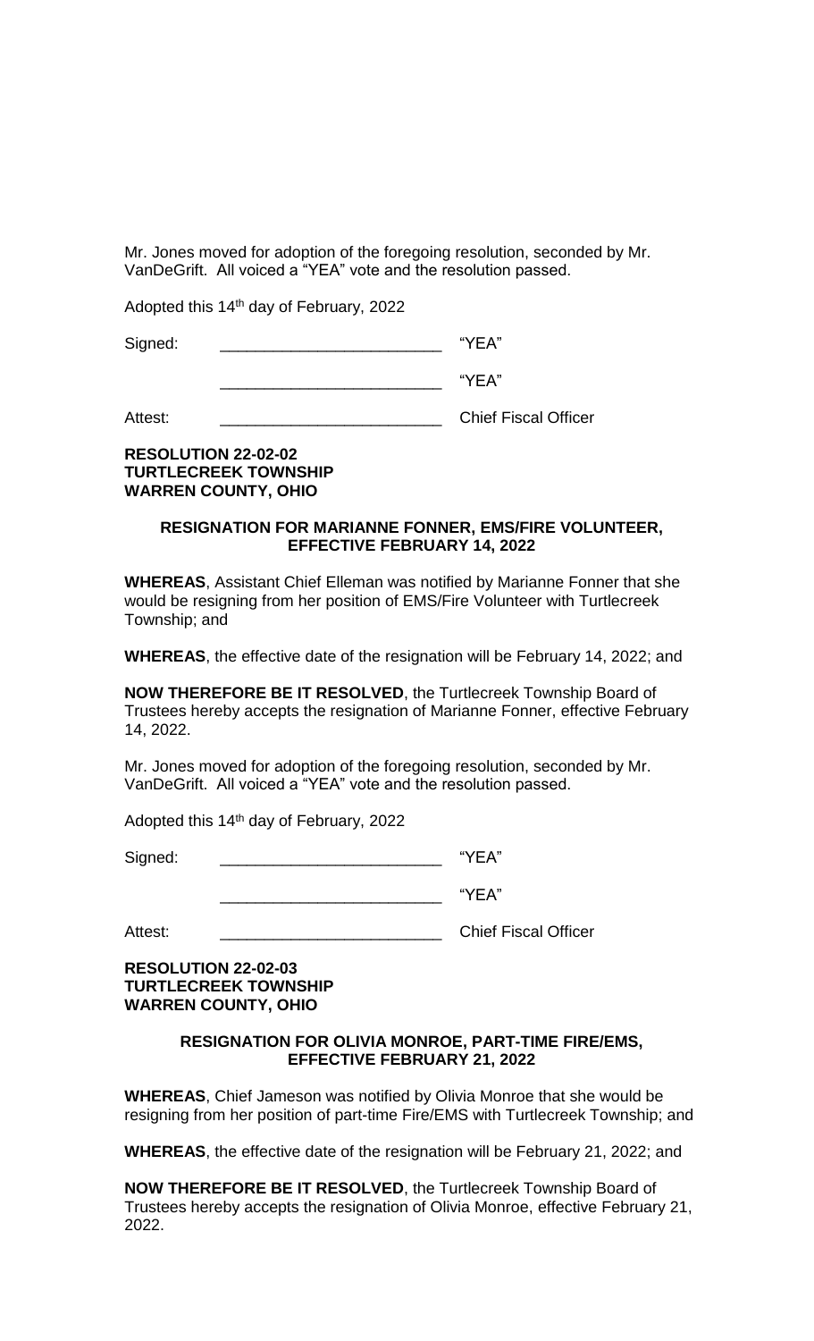Mr. Jones moved for adoption of the foregoing resolution, seconded by Mr. VanDeGrift. All voiced a "YEA" vote and the resolution passed.

Adopted this 14th day of February, 2022

Signed: _________________________ "YEA"

_________________________ "YEA"

Attest: _________________________ Chief Fiscal Officer

**RESOLUTION 22-02-02**
**TURTLECREEK TOWNSHIP**
**WARREN COUNTY, OHIO**

**RESIGNATION FOR MARIANNE FONNER, EMS/FIRE VOLUNTEER, EFFECTIVE FEBRUARY 14, 2022**

**WHEREAS**, Assistant Chief Elleman was notified by Marianne Fonner that she would be resigning from her position of EMS/Fire Volunteer with Turtlecreek Township; and

**WHEREAS**, the effective date of the resignation will be February 14, 2022; and

**NOW THEREFORE BE IT RESOLVED**, the Turtlecreek Township Board of Trustees hereby accepts the resignation of Marianne Fonner, effective February 14, 2022.

Mr. Jones moved for adoption of the foregoing resolution, seconded by Mr. VanDeGrift. All voiced a "YEA" vote and the resolution passed.

Adopted this 14th day of February, 2022

Signed: _________________________ "YEA"

_________________________ "YEA"

Attest: _________________________ Chief Fiscal Officer

**RESOLUTION 22-02-03**
**TURTLECREEK TOWNSHIP**
**WARREN COUNTY, OHIO**

**RESIGNATION FOR OLIVIA MONROE, PART-TIME FIRE/EMS, EFFECTIVE FEBRUARY 21, 2022**

**WHEREAS**, Chief Jameson was notified by Olivia Monroe that she would be resigning from her position of part-time Fire/EMS with Turtlecreek Township; and

**WHEREAS**, the effective date of the resignation will be February 21, 2022; and

**NOW THEREFORE BE IT RESOLVED**, the Turtlecreek Township Board of Trustees hereby accepts the resignation of Olivia Monroe, effective February 21, 2022.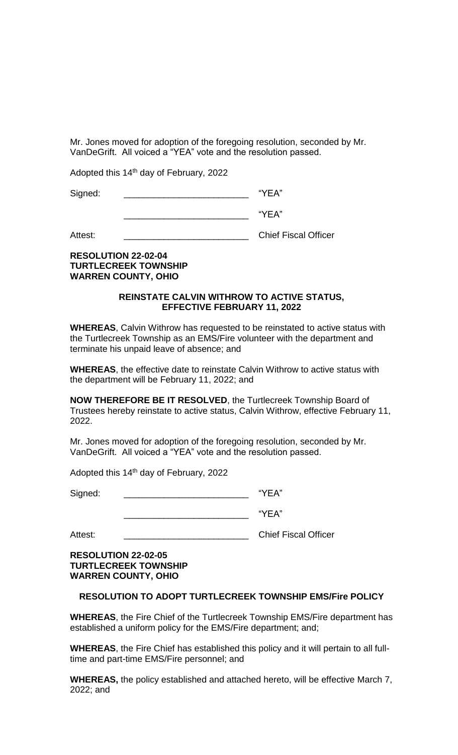Mr. Jones moved for adoption of the foregoing resolution, seconded by Mr. VanDeGrift. All voiced a "YEA" vote and the resolution passed.

Adopted this 14th day of February, 2022

Signed: \_\_\_\_\_\_\_\_\_\_\_\_\_\_\_\_\_\_\_\_\_\_\_\_\_\_ "YEA"

\_\_\_\_\_\_\_\_\_\_\_\_\_\_\_\_\_\_\_\_\_\_\_\_\_\_ "YEA"

Attest: \_\_\_\_\_\_\_\_\_\_\_\_\_\_\_\_\_\_\_\_\_\_\_\_\_\_ Chief Fiscal Officer

**RESOLUTION 22-02-04**
**TURTLECREEK TOWNSHIP**
**WARREN COUNTY, OHIO**

**REINSTATE CALVIN WITHROW TO ACTIVE STATUS, EFFECTIVE FEBRUARY 11, 2022**

**WHEREAS**, Calvin Withrow has requested to be reinstated to active status with the Turtlecreek Township as an EMS/Fire volunteer with the department and terminate his unpaid leave of absence; and

**WHEREAS**, the effective date to reinstate Calvin Withrow to active status with the department will be February 11, 2022; and

**NOW THEREFORE BE IT RESOLVED**, the Turtlecreek Township Board of Trustees hereby reinstate to active status, Calvin Withrow, effective February 11, 2022.

Mr. Jones moved for adoption of the foregoing resolution, seconded by Mr. VanDeGrift. All voiced a "YEA" vote and the resolution passed.

Adopted this 14th day of February, 2022

Signed: \_\_\_\_\_\_\_\_\_\_\_\_\_\_\_\_\_\_\_\_\_\_\_\_\_\_ "YEA"

\_\_\_\_\_\_\_\_\_\_\_\_\_\_\_\_\_\_\_\_\_\_\_\_\_\_ "YEA"

Attest: \_\_\_\_\_\_\_\_\_\_\_\_\_\_\_\_\_\_\_\_\_\_\_\_\_\_ Chief Fiscal Officer

**RESOLUTION 22-02-05**
**TURTLECREEK TOWNSHIP**
**WARREN COUNTY, OHIO**

**RESOLUTION TO ADOPT TURTLECREEK TOWNSHIP EMS/Fire POLICY**

**WHEREAS**, the Fire Chief of the Turtlecreek Township EMS/Fire department has established a uniform policy for the EMS/Fire department; and;

**WHEREAS**, the Fire Chief has established this policy and it will pertain to all full-time and part-time EMS/Fire personnel; and

**WHEREAS,** the policy established and attached hereto, will be effective March 7, 2022; and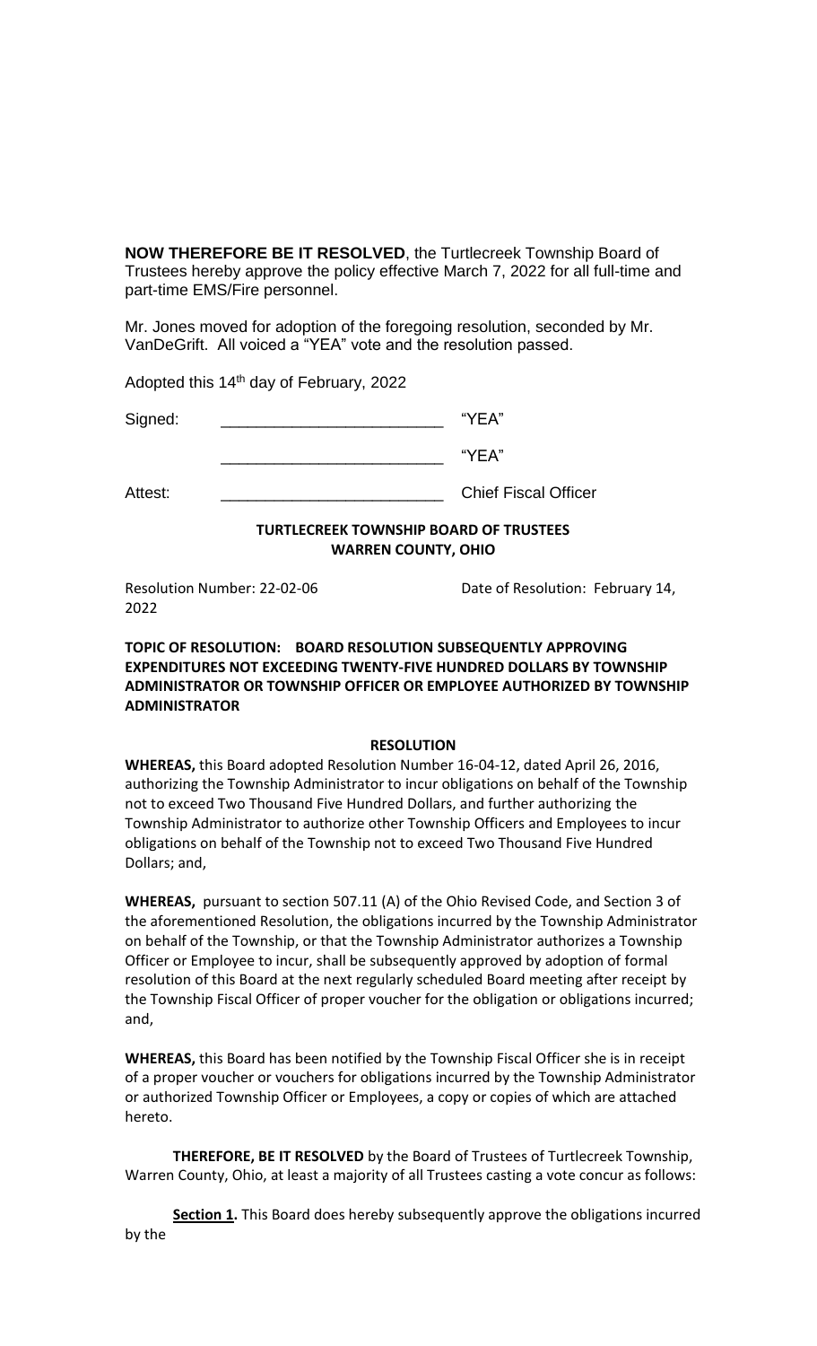**NOW THEREFORE BE IT RESOLVED**, the Turtlecreek Township Board of Trustees hereby approve the policy effective March 7, 2022 for all full-time and part-time EMS/Fire personnel.

Mr. Jones moved for adoption of the foregoing resolution, seconded by Mr. VanDeGrift. All voiced a "YEA" vote and the resolution passed.

Adopted this 14th day of February, 2022

Signed: _________________________ "YEA"

_________________________ "YEA"

Attest: _________________________ Chief Fiscal Officer

**TURTLECREEK TOWNSHIP BOARD OF TRUSTEES**
**WARREN COUNTY, OHIO**

Resolution Number: 22-02-06 Date of Resolution: February 14, 2022

**TOPIC OF RESOLUTION: BOARD RESOLUTION SUBSEQUENTLY APPROVING EXPENDITURES NOT EXCEEDING TWENTY-FIVE HUNDRED DOLLARS BY TOWNSHIP ADMINISTRATOR OR TOWNSHIP OFFICER OR EMPLOYEE AUTHORIZED BY TOWNSHIP ADMINISTRATOR**

**RESOLUTION**

**WHEREAS,** this Board adopted Resolution Number 16-04-12, dated April 26, 2016, authorizing the Township Administrator to incur obligations on behalf of the Township not to exceed Two Thousand Five Hundred Dollars, and further authorizing the Township Administrator to authorize other Township Officers and Employees to incur obligations on behalf of the Township not to exceed Two Thousand Five Hundred Dollars; and,

**WHEREAS,** pursuant to section 507.11 (A) of the Ohio Revised Code, and Section 3 of the aforementioned Resolution, the obligations incurred by the Township Administrator on behalf of the Township, or that the Township Administrator authorizes a Township Officer or Employee to incur, shall be subsequently approved by adoption of formal resolution of this Board at the next regularly scheduled Board meeting after receipt by the Township Fiscal Officer of proper voucher for the obligation or obligations incurred; and,

**WHEREAS,** this Board has been notified by the Township Fiscal Officer she is in receipt of a proper voucher or vouchers for obligations incurred by the Township Administrator or authorized Township Officer or Employees, a copy or copies of which are attached hereto.

**THEREFORE, BE IT RESOLVED** by the Board of Trustees of Turtlecreek Township, Warren County, Ohio, at least a majority of all Trustees casting a vote concur as follows:

**Section 1.** This Board does hereby subsequently approve the obligations incurred by the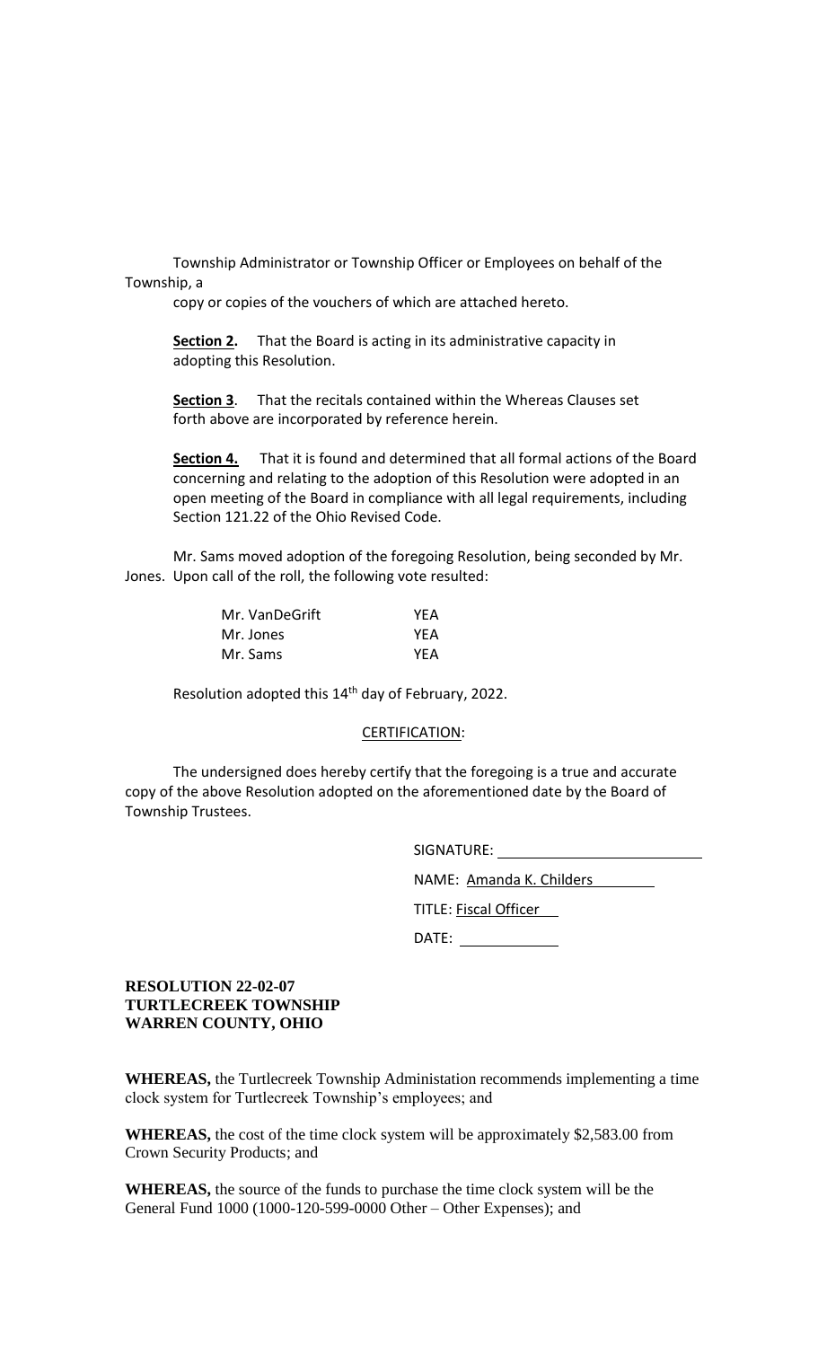Township Administrator or Township Officer or Employees on behalf of the Township, a copy or copies of the vouchers of which are attached hereto.

**Section 2.** That the Board is acting in its administrative capacity in adopting this Resolution.

**Section 3**. That the recitals contained within the Whereas Clauses set forth above are incorporated by reference herein.

**Section 4.** That it is found and determined that all formal actions of the Board concerning and relating to the adoption of this Resolution were adopted in an open meeting of the Board in compliance with all legal requirements, including Section 121.22 of the Ohio Revised Code.

Mr. Sams moved adoption of the foregoing Resolution, being seconded by Mr. Jones. Upon call of the roll, the following vote resulted:

| | |
|---|---|
| Mr. VanDeGrift | YEA |
| Mr. Jones | YEA |
| Mr. Sams | YEA |

Resolution adopted this 14th day of February, 2022.

CERTIFICATION:

The undersigned does hereby certify that the foregoing is a true and accurate copy of the above Resolution adopted on the aforementioned date by the Board of Township Trustees.

SIGNATURE: ____________________

NAME: Amanda K. Childers

TITLE: Fiscal Officer

DATE: ____________

**RESOLUTION 22-02-07**
**TURTLECREEK TOWNSHIP**
**WARREN COUNTY, OHIO**

**WHEREAS,** the Turtlecreek Township Administation recommends implementing a time clock system for Turtlecreek Township's employees; and

**WHEREAS,** the cost of the time clock system will be approximately $2,583.00 from Crown Security Products; and

**WHEREAS,** the source of the funds to purchase the time clock system will be the General Fund 1000 (1000-120-599-0000 Other – Other Expenses); and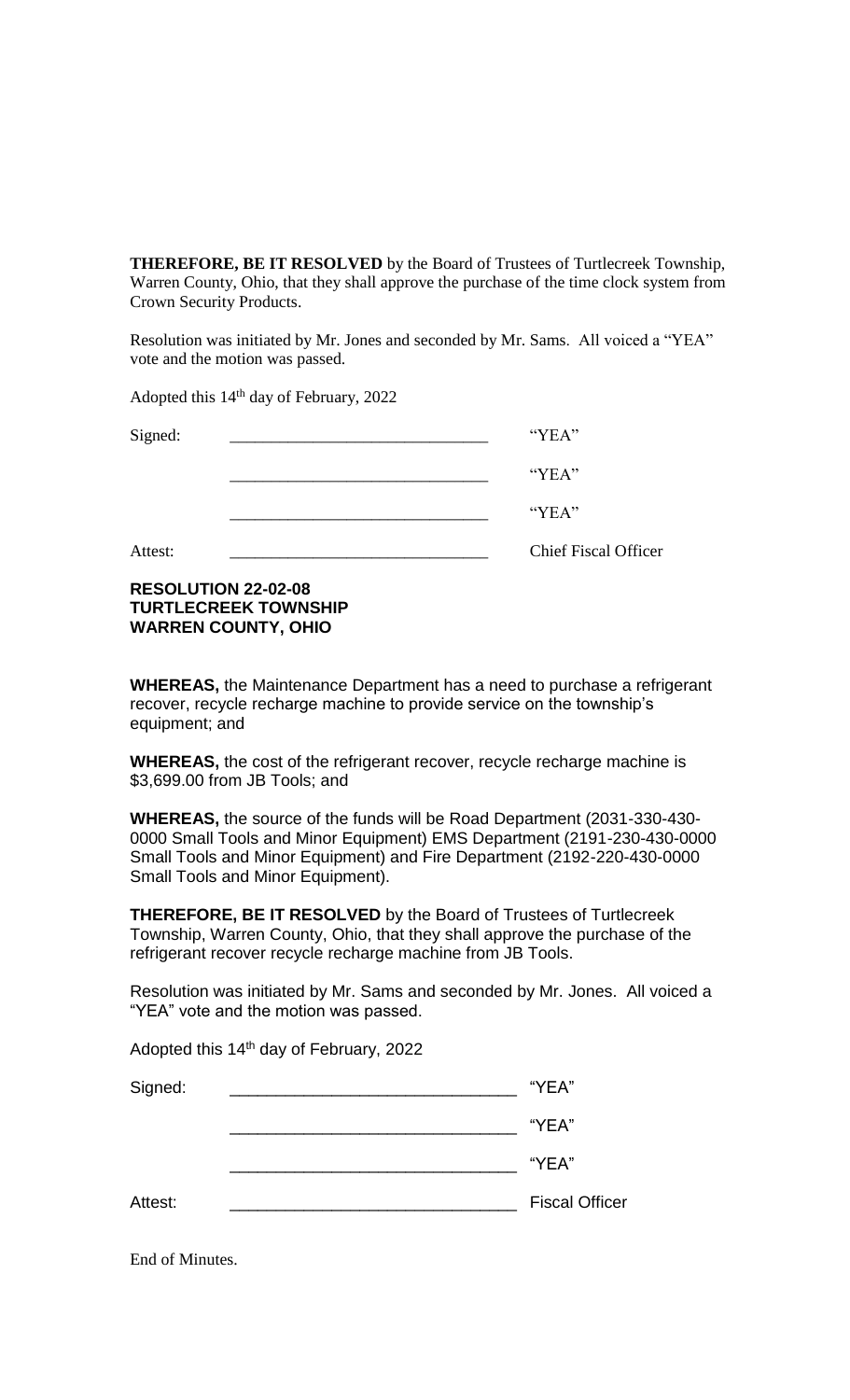**THEREFORE, BE IT RESOLVED** by the Board of Trustees of Turtlecreek Township, Warren County, Ohio, that they shall approve the purchase of the time clock system from Crown Security Products.

Resolution was initiated by Mr. Jones and seconded by Mr. Sams. All voiced a "YEA" vote and the motion was passed.

Adopted this 14th day of February, 2022

| | | |
|---|---|---|
| Signed: | ______________________________ | "YEA" |
| | ______________________________ | "YEA" |
| | ______________________________ | "YEA" |
| Attest: | ______________________________ | Chief Fiscal Officer |

**RESOLUTION 22-02-08**
**TURTLECREEK TOWNSHIP**
**WARREN COUNTY, OHIO**

**WHEREAS,** the Maintenance Department has a need to purchase a refrigerant recover, recycle recharge machine to provide service on the township's equipment; and

**WHEREAS,** the cost of the refrigerant recover, recycle recharge machine is $3,699.00 from JB Tools; and

**WHEREAS,** the source of the funds will be Road Department (2031-330-430-0000 Small Tools and Minor Equipment) EMS Department (2191-230-430-0000 Small Tools and Minor Equipment) and Fire Department (2192-220-430-0000 Small Tools and Minor Equipment).

**THEREFORE, BE IT RESOLVED** by the Board of Trustees of Turtlecreek Township, Warren County, Ohio, that they shall approve the purchase of the refrigerant recover recycle recharge machine from JB Tools.

Resolution was initiated by Mr. Sams and seconded by Mr. Jones. All voiced a "YEA" vote and the motion was passed.

Adopted this 14th day of February, 2022

| | | |
|---|---|---|
| Signed: | ______________________________ | "YEA" |
| | ______________________________ | "YEA" |
| | ______________________________ | "YEA" |
| Attest: | ______________________________ | Fiscal Officer |

End of Minutes.